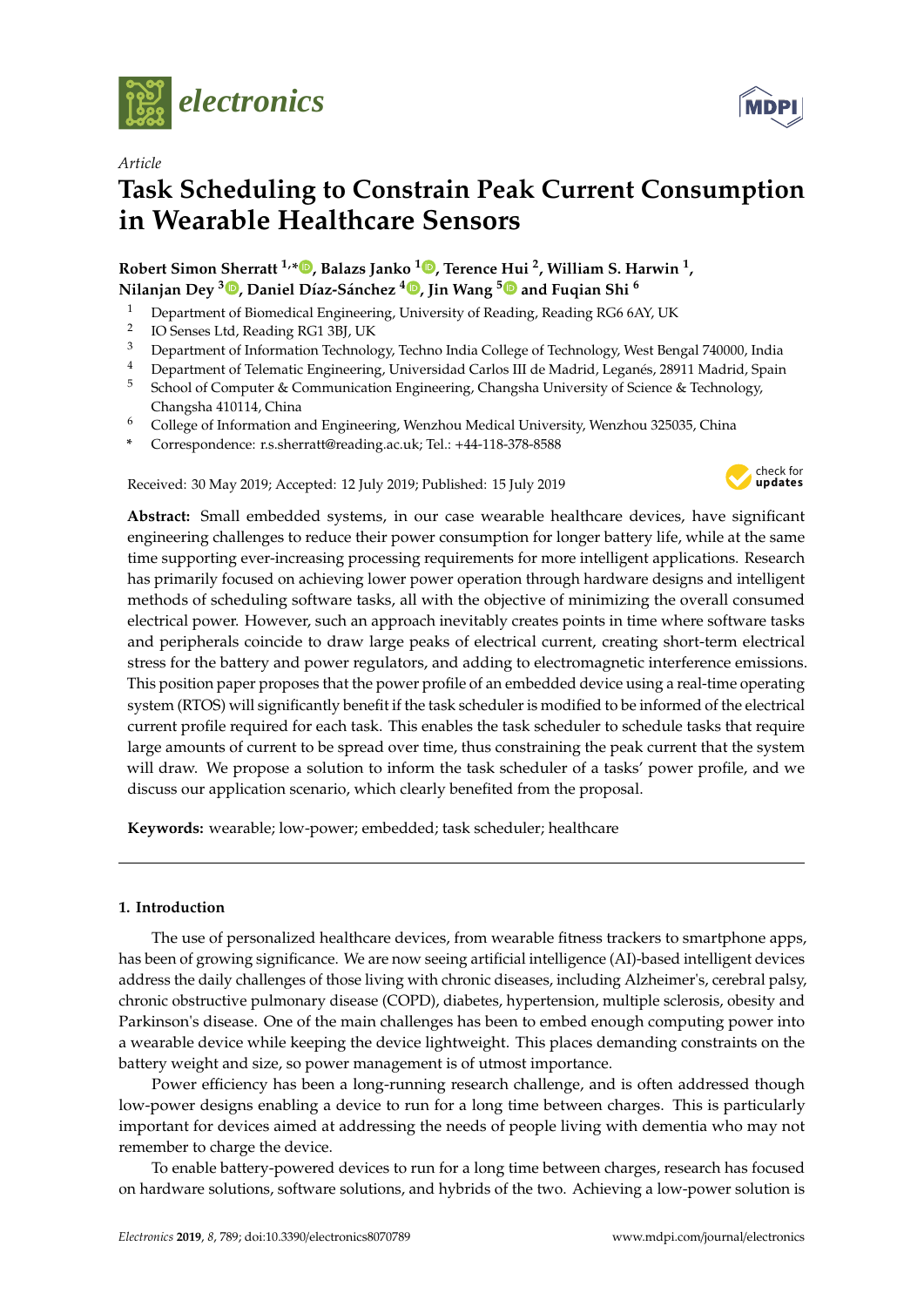*Article*

# Task Scheduling to Constrain Peak Current Consumption in Wearable Healthcare Sensors

**Robert Simon Sherratt [1,*], Balazs Janko [1], Terence Hui [2], William S. Harwin [1], Nilanjan Dey [3], Daniel Díaz-Sánchez [4], Jin Wang [5] and Fuqian Shi [6]**

1. Department of Biomedical Engineering, University of Reading, Reading RG6 6AY, UK
2. IO Senses Ltd, Reading RG1 3BJ, UK
3. Department of Information Technology, Techno India College of Technology, West Bengal 740000, India
4. Department of Telematic Engineering, Universidad Carlos III de Madrid, Leganés, 28911 Madrid, Spain
5. School of Computer & Communication Engineering, Changsha University of Science & Technology, Changsha 410114, China
6. College of Information and Engineering, Wenzhou Medical University, Wenzhou 325035, China

\* Correspondence: r.s.sherratt@reading.ac.uk; Tel.: +44-118-378-8588

Received: 30 May 2019; Accepted: 12 July 2019; Published: 15 July 2019

**Abstract:** Small embedded systems, in our case wearable healthcare devices, have significant engineering challenges to reduce their power consumption for longer battery life, while at the same time supporting ever-increasing processing requirements for more intelligent applications. Research has primarily focused on achieving lower power operation through hardware designs and intelligent methods of scheduling software tasks, all with the objective of minimizing the overall consumed electrical power. However, such an approach inevitably creates points in time where software tasks and peripherals coincide to draw large peaks of electrical current, creating short-term electrical stress for the battery and power regulators, and adding to electromagnetic interference emissions. This position paper proposes that the power profile of an embedded device using a real-time operating system (RTOS) will significantly benefit if the task scheduler is modified to be informed of the electrical current profile required for each task. This enables the task scheduler to schedule tasks that require large amounts of current to be spread over time, thus constraining the peak current that the system will draw. We propose a solution to inform the task scheduler of a tasks' power profile, and we discuss our application scenario, which clearly benefited from the proposal.

**Keywords:** wearable; low-power; embedded; task scheduler; healthcare

## 1. Introduction

The use of personalized healthcare devices, from wearable fitness trackers to smartphone apps, has been of growing significance. We are now seeing artificial intelligence (AI)-based intelligent devices address the daily challenges of those living with chronic diseases, including Alzheimer's, cerebral palsy, chronic obstructive pulmonary disease (COPD), diabetes, hypertension, multiple sclerosis, obesity and Parkinson's disease. One of the main challenges has been to embed enough computing power into a wearable device while keeping the device lightweight. This places demanding constraints on the battery weight and size, so power management is of utmost importance.

Power efficiency has been a long-running research challenge, and is often addressed though low-power designs enabling a device to run for a long time between charges. This is particularly important for devices aimed at addressing the needs of people living with dementia who may not remember to charge the device.

To enable battery-powered devices to run for a long time between charges, research has focused on hardware solutions, software solutions, and hybrids of the two. Achieving a low-power solution is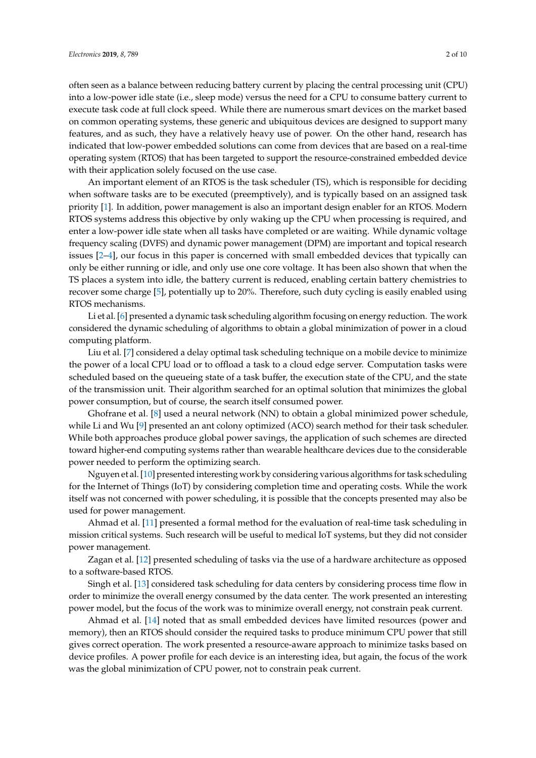often seen as a balance between reducing battery current by placing the central processing unit (CPU) into a low-power idle state (i.e., sleep mode) versus the need for a CPU to consume battery current to execute task code at full clock speed. While there are numerous smart devices on the market based on common operating systems, these generic and ubiquitous devices are designed to support many features, and as such, they have a relatively heavy use of power. On the other hand, research has indicated that low-power embedded solutions can come from devices that are based on a real-time operating system (RTOS) that has been targeted to support the resource-constrained embedded device with their application solely focused on the use case.

An important element of an RTOS is the task scheduler (TS), which is responsible for deciding when software tasks are to be executed (preemptively), and is typically based on an assigned task priority [1]. In addition, power management is also an important design enabler for an RTOS. Modern RTOS systems address this objective by only waking up the CPU when processing is required, and enter a low-power idle state when all tasks have completed or are waiting. While dynamic voltage frequency scaling (DVFS) and dynamic power management (DPM) are important and topical research issues [2–4], our focus in this paper is concerned with small embedded devices that typically can only be either running or idle, and only use one core voltage. It has been also shown that when the TS places a system into idle, the battery current is reduced, enabling certain battery chemistries to recover some charge [5], potentially up to 20%. Therefore, such duty cycling is easily enabled using RTOS mechanisms.

Li et al. [6] presented a dynamic task scheduling algorithm focusing on energy reduction. The work considered the dynamic scheduling of algorithms to obtain a global minimization of power in a cloud computing platform.

Liu et al. [7] considered a delay optimal task scheduling technique on a mobile device to minimize the power of a local CPU load or to offload a task to a cloud edge server. Computation tasks were scheduled based on the queueing state of a task buffer, the execution state of the CPU, and the state of the transmission unit. Their algorithm searched for an optimal solution that minimizes the global power consumption, but of course, the search itself consumed power.

Ghofrane et al. [8] used a neural network (NN) to obtain a global minimized power schedule, while Li and Wu [9] presented an ant colony optimized (ACO) search method for their task scheduler. While both approaches produce global power savings, the application of such schemes are directed toward higher-end computing systems rather than wearable healthcare devices due to the considerable power needed to perform the optimizing search.

Nguyen et al. [10] presented interesting work by considering various algorithms for task scheduling for the Internet of Things (IoT) by considering completion time and operating costs. While the work itself was not concerned with power scheduling, it is possible that the concepts presented may also be used for power management.

Ahmad et al. [11] presented a formal method for the evaluation of real-time task scheduling in mission critical systems. Such research will be useful to medical IoT systems, but they did not consider power management.

Zagan et al. [12] presented scheduling of tasks via the use of a hardware architecture as opposed to a software-based RTOS.

Singh et al. [13] considered task scheduling for data centers by considering process time flow in order to minimize the overall energy consumed by the data center. The work presented an interesting power model, but the focus of the work was to minimize overall energy, not constrain peak current.

Ahmad et al. [14] noted that as small embedded devices have limited resources (power and memory), then an RTOS should consider the required tasks to produce minimum CPU power that still gives correct operation. The work presented a resource-aware approach to minimize tasks based on device profiles. A power profile for each device is an interesting idea, but again, the focus of the work was the global minimization of CPU power, not to constrain peak current.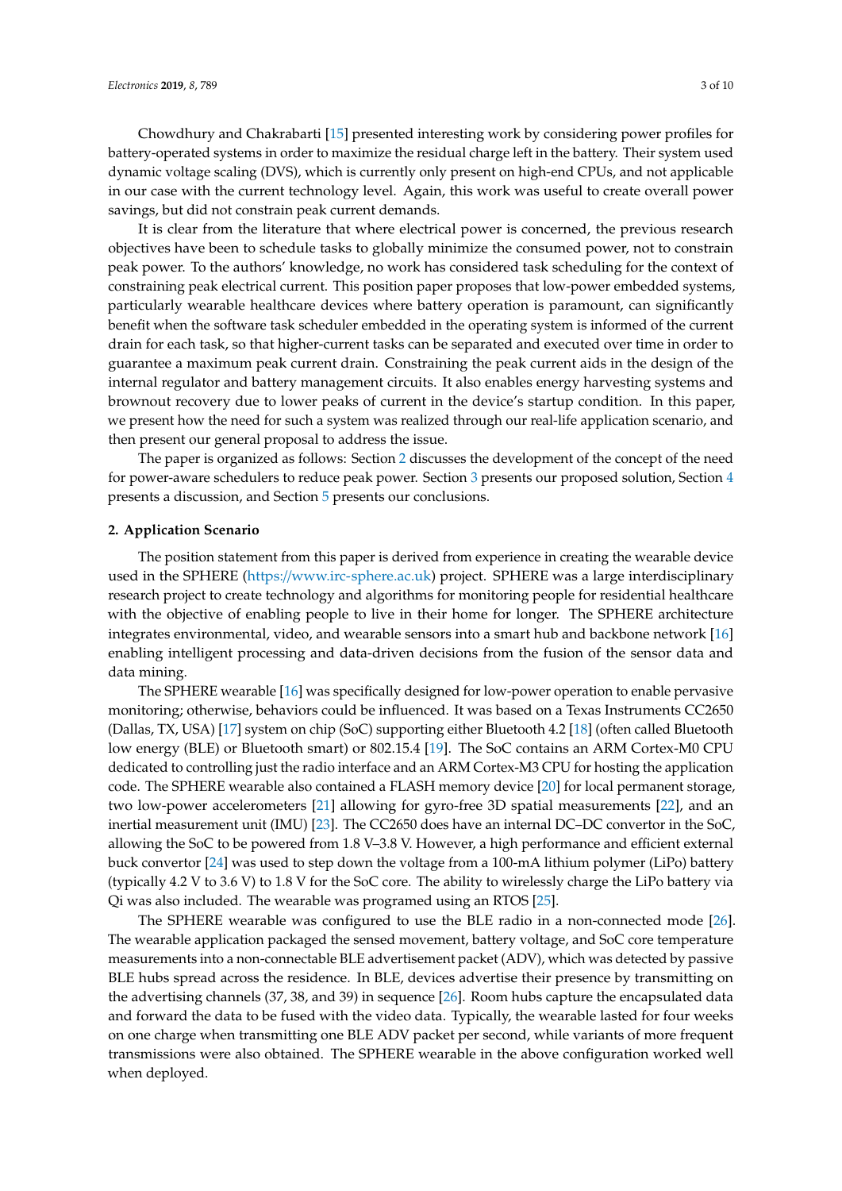Chowdhury and Chakrabarti [15] presented interesting work by considering power profiles for battery-operated systems in order to maximize the residual charge left in the battery. Their system used dynamic voltage scaling (DVS), which is currently only present on high-end CPUs, and not applicable in our case with the current technology level. Again, this work was useful to create overall power savings, but did not constrain peak current demands.

It is clear from the literature that where electrical power is concerned, the previous research objectives have been to schedule tasks to globally minimize the consumed power, not to constrain peak power. To the authors' knowledge, no work has considered task scheduling for the context of constraining peak electrical current. This position paper proposes that low-power embedded systems, particularly wearable healthcare devices where battery operation is paramount, can significantly benefit when the software task scheduler embedded in the operating system is informed of the current drain for each task, so that higher-current tasks can be separated and executed over time in order to guarantee a maximum peak current drain. Constraining the peak current aids in the design of the internal regulator and battery management circuits. It also enables energy harvesting systems and brownout recovery due to lower peaks of current in the device's startup condition. In this paper, we present how the need for such a system was realized through our real-life application scenario, and then present our general proposal to address the issue.

The paper is organized as follows: Section 2 discusses the development of the concept of the need for power-aware schedulers to reduce peak power. Section 3 presents our proposed solution, Section 4 presents a discussion, and Section 5 presents our conclusions.

## 2. Application Scenario

The position statement from this paper is derived from experience in creating the wearable device used in the SPHERE (https://www.irc-sphere.ac.uk) project. SPHERE was a large interdisciplinary research project to create technology and algorithms for monitoring people for residential healthcare with the objective of enabling people to live in their home for longer. The SPHERE architecture integrates environmental, video, and wearable sensors into a smart hub and backbone network [16] enabling intelligent processing and data-driven decisions from the fusion of the sensor data and data mining.

The SPHERE wearable [16] was specifically designed for low-power operation to enable pervasive monitoring; otherwise, behaviors could be influenced. It was based on a Texas Instruments CC2650 (Dallas, TX, USA) [17] system on chip (SoC) supporting either Bluetooth 4.2 [18] (often called Bluetooth low energy (BLE) or Bluetooth smart) or 802.15.4 [19]. The SoC contains an ARM Cortex-M0 CPU dedicated to controlling just the radio interface and an ARM Cortex-M3 CPU for hosting the application code. The SPHERE wearable also contained a FLASH memory device [20] for local permanent storage, two low-power accelerometers [21] allowing for gyro-free 3D spatial measurements [22], and an inertial measurement unit (IMU) [23]. The CC2650 does have an internal DC–DC convertor in the SoC, allowing the SoC to be powered from 1.8 V–3.8 V. However, a high performance and efficient external buck convertor [24] was used to step down the voltage from a 100-mA lithium polymer (LiPo) battery (typically 4.2 V to 3.6 V) to 1.8 V for the SoC core. The ability to wirelessly charge the LiPo battery via Qi was also included. The wearable was programed using an RTOS [25].

The SPHERE wearable was configured to use the BLE radio in a non-connected mode [26]. The wearable application packaged the sensed movement, battery voltage, and SoC core temperature measurements into a non-connectable BLE advertisement packet (ADV), which was detected by passive BLE hubs spread across the residence. In BLE, devices advertise their presence by transmitting on the advertising channels (37, 38, and 39) in sequence [26]. Room hubs capture the encapsulated data and forward the data to be fused with the video data. Typically, the wearable lasted for four weeks on one charge when transmitting one BLE ADV packet per second, while variants of more frequent transmissions were also obtained. The SPHERE wearable in the above configuration worked well when deployed.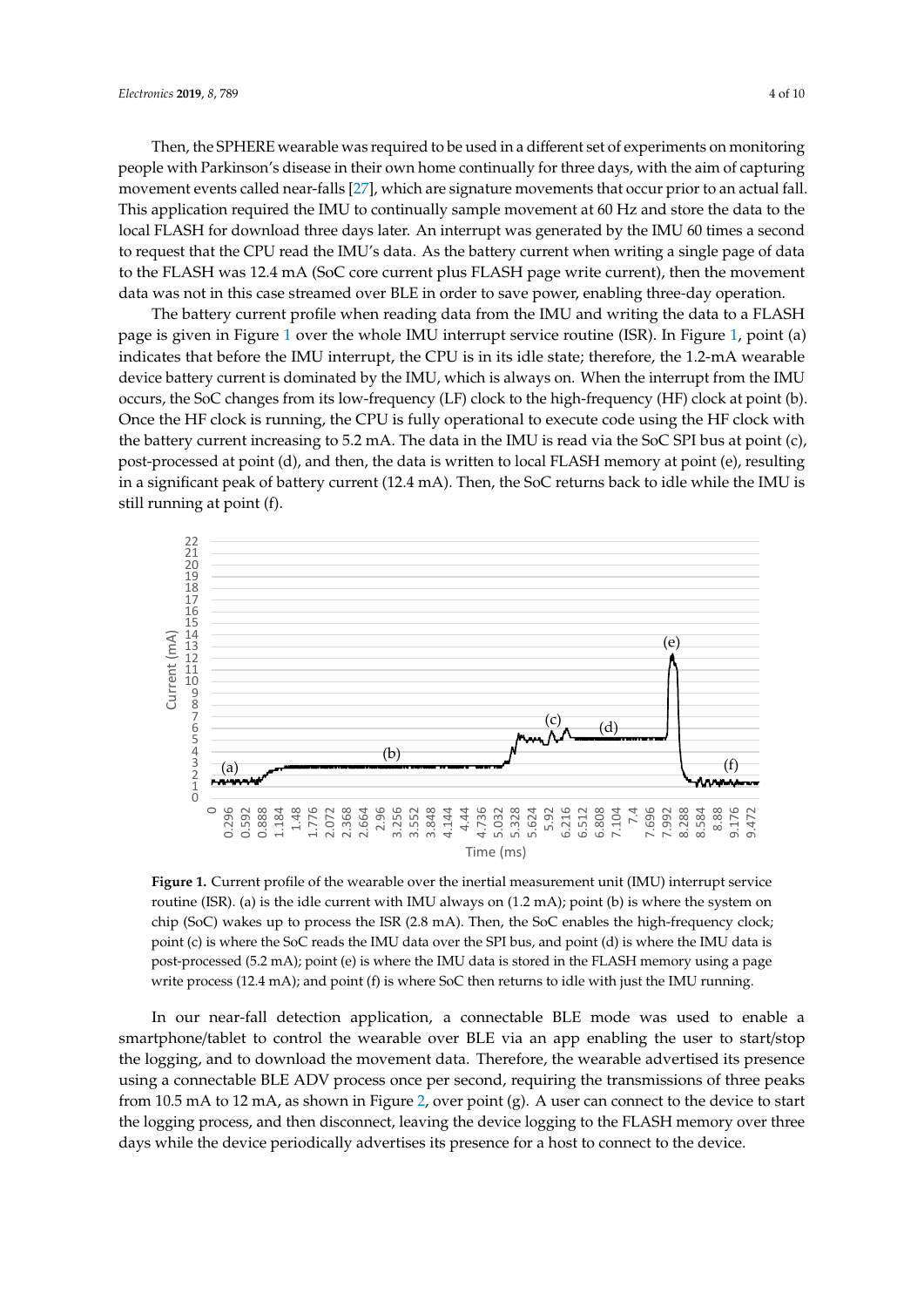Then, the SPHERE wearable was required to be used in a different set of experiments on monitoring people with Parkinson's disease in their own home continually for three days, with the aim of capturing movement events called near-falls [27], which are signature movements that occur prior to an actual fall. This application required the IMU to continually sample movement at 60 Hz and store the data to the local FLASH for download three days later. An interrupt was generated by the IMU 60 times a second to request that the CPU read the IMU's data. As the battery current when writing a single page of data to the FLASH was 12.4 mA (SoC core current plus FLASH page write current), then the movement data was not in this case streamed over BLE in order to save power, enabling three-day operation.

The battery current profile when reading data from the IMU and writing the data to a FLASH page is given in Figure 1 over the whole IMU interrupt service routine (ISR). In Figure 1, point (a) indicates that before the IMU interrupt, the CPU is in its idle state; therefore, the 1.2-mA wearable device battery current is dominated by the IMU, which is always on. When the interrupt from the IMU occurs, the SoC changes from its low-frequency (LF) clock to the high-frequency (HF) clock at point (b). Once the HF clock is running, the CPU is fully operational to execute code using the HF clock with the battery current increasing to 5.2 mA. The data in the IMU is read via the SoC SPI bus at point (c), post-processed at point (d), and then, the data is written to local FLASH memory at point (e), resulting in a significant peak of battery current (12.4 mA). Then, the SoC returns back to idle while the IMU is still running at point (f).

**Figure 1.** Current profile of the wearable over the inertial measurement unit (IMU) interrupt service routine (ISR). (a) is the idle current with IMU always on (1.2 mA); point (b) is where the system on chip (SoC) wakes up to process the ISR (2.8 mA). Then, the SoC enables the high-frequency clock; point (c) is where the SoC reads the IMU data over the SPI bus, and point (d) is where the IMU data is post-processed (5.2 mA); point (e) is where the IMU data is stored in the FLASH memory using a page write process (12.4 mA); and point (f) is where SoC then returns to idle with just the IMU running.

In our near-fall detection application, a connectable BLE mode was used to enable a smartphone/tablet to control the wearable over BLE via an app enabling the user to start/stop the logging, and to download the movement data. Therefore, the wearable advertised its presence using a connectable BLE ADV process once per second, requiring the transmissions of three peaks from 10.5 mA to 12 mA, as shown in Figure 2, over point (g). A user can connect to the device to start the logging process, and then disconnect, leaving the device logging to the FLASH memory over three days while the device periodically advertises its presence for a host to connect to the device.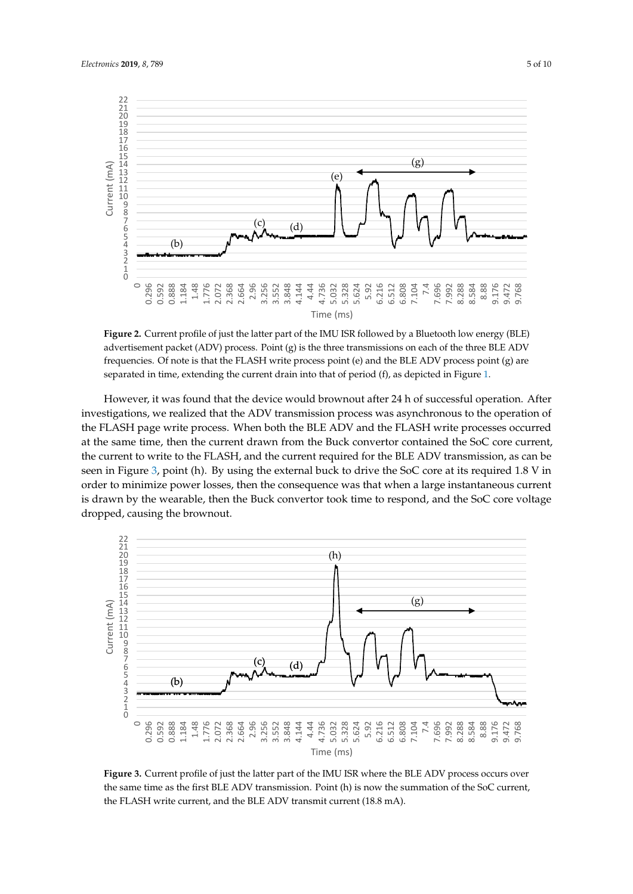**Figure 2.** Current profile of just the latter part of the IMU ISR followed by a Bluetooth low energy (BLE) advertisement packet (ADV) process. Point (g) is the three transmissions on each of the three BLE ADV frequencies. Of note is that the FLASH write process point (e) and the BLE ADV process point (g) are separated in time, extending the current drain into that of period (f), as depicted in Figure 1.

However, it was found that the device would brownout after 24 h of successful operation. After investigations, we realized that the ADV transmission process was asynchronous to the operation of the FLASH page write process. When both the BLE ADV and the FLASH write processes occurred at the same time, then the current drawn from the Buck convertor contained the SoC core current, the current to write to the FLASH, and the current required for the BLE ADV transmission, as can be seen in Figure 3, point (h). By using the external buck to drive the SoC core at its required 1.8 V in order to minimize power losses, then the consequence was that when a large instantaneous current is drawn by the wearable, then the Buck convertor took time to respond, and the SoC core voltage dropped, causing the brownout.

**Figure 3.** Current profile of just the latter part of the IMU ISR where the BLE ADV process occurs over the same time as the first BLE ADV transmission. Point (h) is now the summation of the SoC current, the FLASH write current, and the BLE ADV transmit current (18.8 mA).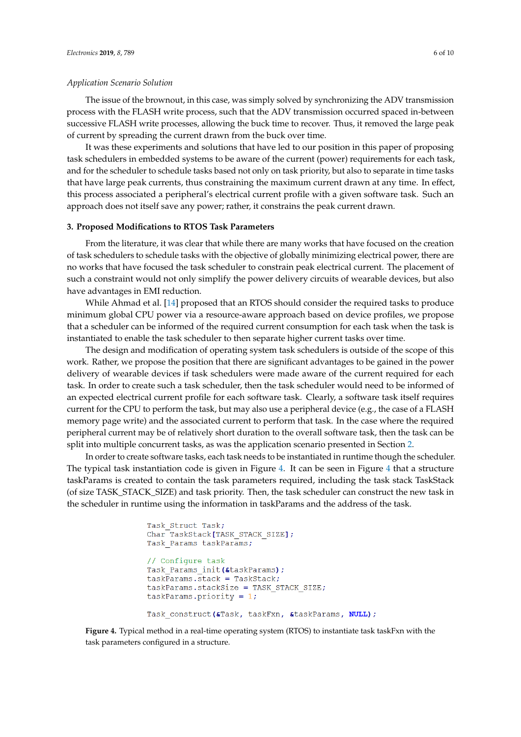*Application Scenario Solution*

The issue of the brownout, in this case, was simply solved by synchronizing the ADV transmission process with the FLASH write process, such that the ADV transmission occurred spaced in-between successive FLASH write processes, allowing the buck time to recover. Thus, it removed the large peak of current by spreading the current drawn from the buck over time.

It was these experiments and solutions that have led to our position in this paper of proposing task schedulers in embedded systems to be aware of the current (power) requirements for each task, and for the scheduler to schedule tasks based not only on task priority, but also to separate in time tasks that have large peak currents, thus constraining the maximum current drawn at any time. In effect, this process associated a peripheral's electrical current profile with a given software task. Such an approach does not itself save any power; rather, it constrains the peak current drawn.

## 3. Proposed Modifications to RTOS Task Parameters

From the literature, it was clear that while there are many works that have focused on the creation of task schedulers to schedule tasks with the objective of globally minimizing electrical power, there are no works that have focused the task scheduler to constrain peak electrical current. The placement of such a constraint would not only simplify the power delivery circuits of wearable devices, but also have advantages in EMI reduction.

While Ahmad et al. [14] proposed that an RTOS should consider the required tasks to produce minimum global CPU power via a resource-aware approach based on device profiles, we propose that a scheduler can be informed of the required current consumption for each task when the task is instantiated to enable the task scheduler to then separate higher current tasks over time.

The design and modification of operating system task schedulers is outside of the scope of this work. Rather, we propose the position that there are significant advantages to be gained in the power delivery of wearable devices if task schedulers were made aware of the current required for each task. In order to create such a task scheduler, then the task scheduler would need to be informed of an expected electrical current profile for each software task. Clearly, a software task itself requires current for the CPU to perform the task, but may also use a peripheral device (e.g., the case of a FLASH memory page write) and the associated current to perform that task. In the case where the required peripheral current may be of relatively short duration to the overall software task, then the task can be split into multiple concurrent tasks, as was the application scenario presented in Section 2.

In order to create software tasks, each task needs to be instantiated in runtime though the scheduler. The typical task instantiation code is given in Figure 4. It can be seen in Figure 4 that a structure taskParams is created to contain the task parameters required, including the task stack TaskStack (of size TASK_STACK_SIZE) and task priority. Then, the task scheduler can construct the new task in the scheduler in runtime using the information in taskParams and the address of the task.

```
Task_Struct Task;
Char TaskStack[TASK_STACK_SIZE];
Task_Params taskParams;

// Configure task
Task_Params_init(&taskParams);
taskParams.stack = TaskStack;
taskParams.stackSize = TASK_STACK_SIZE;
taskParams.priority = 1;

Task_construct(&Task, taskFxn, &taskParams, NULL);
```

**Figure 4.** Typical method in a real-time operating system (RTOS) to instantiate task taskFxn with the task parameters configured in a structure.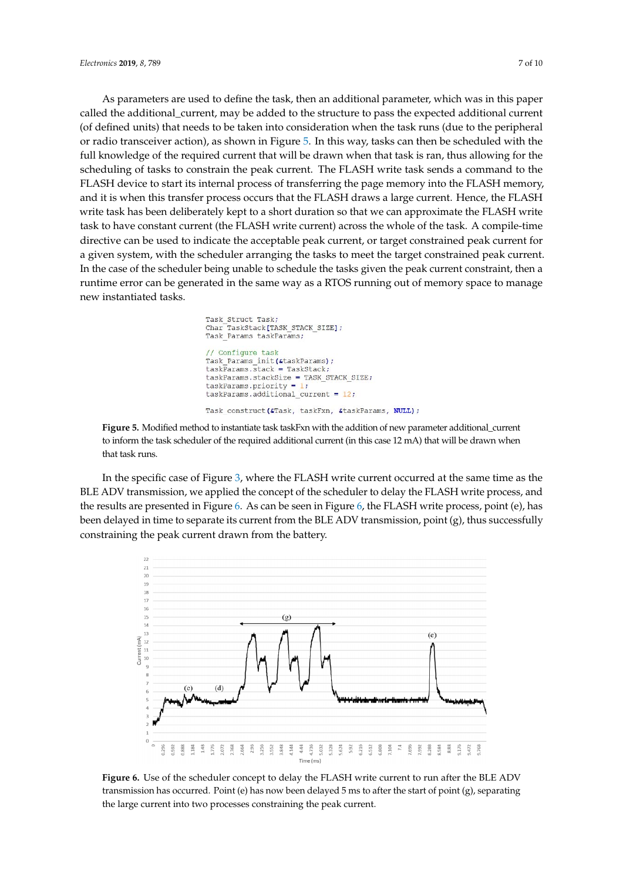As parameters are used to define the task, then an additional parameter, which was in this paper called the additional_current, may be added to the structure to pass the expected additional current (of defined units) that needs to be taken into consideration when the task runs (due to the peripheral or radio transceiver action), as shown in Figure 5. In this way, tasks can then be scheduled with the full knowledge of the required current that will be drawn when that task is ran, thus allowing for the scheduling of tasks to constrain the peak current. The FLASH write task sends a command to the FLASH device to start its internal process of transferring the page memory into the FLASH memory, and it is when this transfer process occurs that the FLASH draws a large current. Hence, the FLASH write task has been deliberately kept to a short duration so that we can approximate the FLASH write task to have constant current (the FLASH write current) across the whole of the task. A compile-time directive can be used to indicate the acceptable peak current, or target constrained peak current for a given system, with the scheduler arranging the tasks to meet the target constrained peak current. In the case of the scheduler being unable to schedule the tasks given the peak current constraint, then a runtime error can be generated in the same way as a RTOS running out of memory space to manage new instantiated tasks.

```
Task_Struct Task;
Char TaskStack[TASK_STACK_SIZE];
Task_Params taskParams;

// Configure task
Task_Params_init(&taskParams);
taskParams.stack = TaskStack;
taskParams.stackSize = TASK_STACK_SIZE;
taskParams.priority = 1;
taskParams.additional_current = 12;

Task_construct(&Task, taskFxn, &taskParams, NULL);
```

**Figure 5.** Modified method to instantiate task taskFxn with the addition of new parameter additional_current to inform the task scheduler of the required additional current (in this case 12 mA) that will be drawn when that task runs.

In the specific case of Figure 3, where the FLASH write current occurred at the same time as the BLE ADV transmission, we applied the concept of the scheduler to delay the FLASH write process, and the results are presented in Figure 6. As can be seen in Figure 6, the FLASH write process, point (e), has been delayed in time to separate its current from the BLE ADV transmission, point (g), thus successfully constraining the peak current drawn from the battery.

**Figure 6.** Use of the scheduler concept to delay the FLASH write current to run after the BLE ADV transmission has occurred. Point (e) has now been delayed 5 ms to after the start of point (g), separating the large current into two processes constraining the peak current.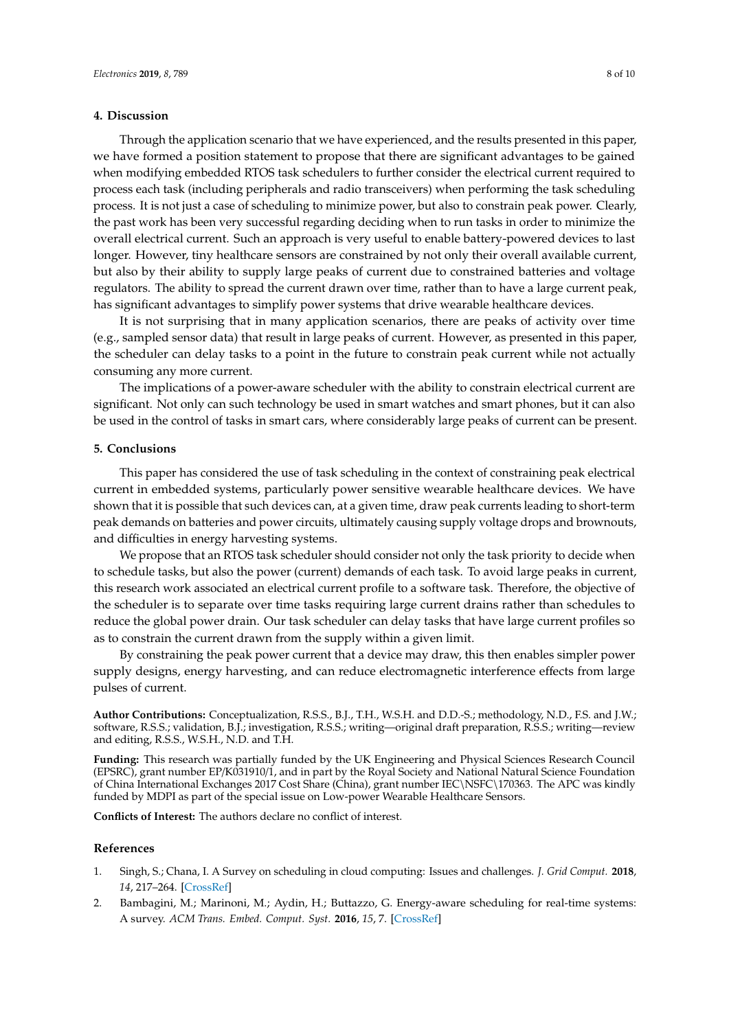## 4. Discussion

Through the application scenario that we have experienced, and the results presented in this paper, we have formed a position statement to propose that there are significant advantages to be gained when modifying embedded RTOS task schedulers to further consider the electrical current required to process each task (including peripherals and radio transceivers) when performing the task scheduling process. It is not just a case of scheduling to minimize power, but also to constrain peak power. Clearly, the past work has been very successful regarding deciding when to run tasks in order to minimize the overall electrical current. Such an approach is very useful to enable battery-powered devices to last longer. However, tiny healthcare sensors are constrained by not only their overall available current, but also by their ability to supply large peaks of current due to constrained batteries and voltage regulators. The ability to spread the current drawn over time, rather than to have a large current peak, has significant advantages to simplify power systems that drive wearable healthcare devices.

It is not surprising that in many application scenarios, there are peaks of activity over time (e.g., sampled sensor data) that result in large peaks of current. However, as presented in this paper, the scheduler can delay tasks to a point in the future to constrain peak current while not actually consuming any more current.

The implications of a power-aware scheduler with the ability to constrain electrical current are significant. Not only can such technology be used in smart watches and smart phones, but it can also be used in the control of tasks in smart cars, where considerably large peaks of current can be present.

## 5. Conclusions

This paper has considered the use of task scheduling in the context of constraining peak electrical current in embedded systems, particularly power sensitive wearable healthcare devices. We have shown that it is possible that such devices can, at a given time, draw peak currents leading to short-term peak demands on batteries and power circuits, ultimately causing supply voltage drops and brownouts, and difficulties in energy harvesting systems.

We propose that an RTOS task scheduler should consider not only the task priority to decide when to schedule tasks, but also the power (current) demands of each task. To avoid large peaks in current, this research work associated an electrical current profile to a software task. Therefore, the objective of the scheduler is to separate over time tasks requiring large current drains rather than schedules to reduce the global power drain. Our task scheduler can delay tasks that have large current profiles so as to constrain the current drawn from the supply within a given limit.

By constraining the peak power current that a device may draw, this then enables simpler power supply designs, energy harvesting, and can reduce electromagnetic interference effects from large pulses of current.

**Author Contributions:** Conceptualization, R.S.S., B.J., T.H., W.S.H. and D.D.-S.; methodology, N.D., F.S. and J.W.; software, R.S.S.; validation, B.J.; investigation, R.S.S.; writing—original draft preparation, R.S.S.; writing—review and editing, R.S.S., W.S.H., N.D. and T.H.

**Funding:** This research was partially funded by the UK Engineering and Physical Sciences Research Council (EPSRC), grant number EP/K031910/1, and in part by the Royal Society and National Natural Science Foundation of China International Exchanges 2017 Cost Share (China), grant number IEC\NSFC\170363. The APC was kindly funded by MDPI as part of the special issue on Low-power Wearable Healthcare Sensors.

**Conflicts of Interest:** The authors declare no conflict of interest.

## References

1. Singh, S.; Chana, I. A Survey on scheduling in cloud computing: Issues and challenges. *J. Grid Comput.* **2018**, *14*, 217–264. [CrossRef]
2. Bambagini, M.; Marinoni, M.; Aydin, H.; Buttazzo, G. Energy-aware scheduling for real-time systems: A survey. *ACM Trans. Embed. Comput. Syst.* **2016**, *15*, 7. [CrossRef]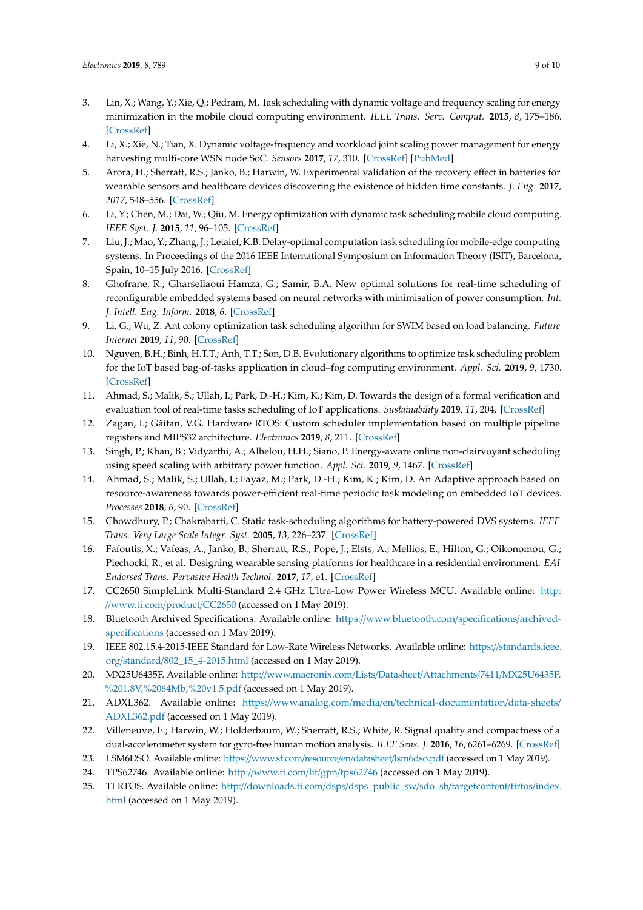3. Lin, X.; Wang, Y.; Xie, Q.; Pedram, M. Task scheduling with dynamic voltage and frequency scaling for energy minimization in the mobile cloud computing environment. *IEEE Trans. Serv. Comput.* **2015**, *8*, 175–186. [CrossRef]
4. Li, X.; Xie, N.; Tian, X. Dynamic voltage-frequency and workload joint scaling power management for energy harvesting multi-core WSN node SoC. *Sensors* **2017**, *17*, 310. [CrossRef] [PubMed]
5. Arora, H.; Sherratt, R.S.; Janko, B.; Harwin, W. Experimental validation of the recovery effect in batteries for wearable sensors and healthcare devices discovering the existence of hidden time constants. *J. Eng.* **2017**, *2017*, 548–556. [CrossRef]
6. Li, Y.; Chen, M.; Dai, W.; Qiu, M. Energy optimization with dynamic task scheduling mobile cloud computing. *IEEE Syst. J.* **2015**, *11*, 96–105. [CrossRef]
7. Liu, J.; Mao, Y.; Zhang, J.; Letaief, K.B. Delay-optimal computation task scheduling for mobile-edge computing systems. In Proceedings of the 2016 IEEE International Symposium on Information Theory (ISIT), Barcelona, Spain, 10–15 July 2016. [CrossRef]
8. Ghofrane, R.; Gharsellaoui Hamza, G.; Samir, B.A. New optimal solutions for real-time scheduling of reconfigurable embedded systems based on neural networks with minimisation of power consumption. *Int. J. Intell. Eng. Inform.* **2018**, *6*. [CrossRef]
9. Li, G.; Wu, Z. Ant colony optimization task scheduling algorithm for SWIM based on load balancing. *Future Internet* **2019**, *11*, 90. [CrossRef]
10. Nguyen, B.H.; Binh, H.T.T.; Anh, T.T.; Son, D.B. Evolutionary algorithms to optimize task scheduling problem for the IoT based bag-of-tasks application in cloud–fog computing environment. *Appl. Sci.* **2019**, *9*, 1730. [CrossRef]
11. Ahmad, S.; Malik, S.; Ullah, I.; Park, D.-H.; Kim, K.; Kim, D. Towards the design of a formal verification and evaluation tool of real-time tasks scheduling of IoT applications. *Sustainability* **2019**, *11*, 204. [CrossRef]
12. Zagan, I.; Găitan, V.G. Hardware RTOS: Custom scheduler implementation based on multiple pipeline registers and MIPS32 architecture. *Electronics* **2019**, *8*, 211. [CrossRef]
13. Singh, P.; Khan, B.; Vidyarthi, A.; Alhelou, H.H.; Siano, P. Energy-aware online non-clairvoyant scheduling using speed scaling with arbitrary power function. *Appl. Sci.* **2019**, *9*, 1467. [CrossRef]
14. Ahmad, S.; Malik, S.; Ullah, I.; Fayaz, M.; Park, D.-H.; Kim, K.; Kim, D. An Adaptive approach based on resource-awareness towards power-efficient real-time periodic task modeling on embedded IoT devices. *Processes* **2018**, *6*, 90. [CrossRef]
15. Chowdhury, P.; Chakrabarti, C. Static task-scheduling algorithms for battery-powered DVS systems. *IEEE Trans. Very Large Scale Integr. Syst.* **2005**, *13*, 226–237. [CrossRef]
16. Fafoutis, X.; Vafeas, A.; Janko, B.; Sherratt, R.S.; Pope, J.; Elsts, A.; Mellios, E.; Hilton, G.; Oikonomou, G.; Piechocki, R.; et al. Designing wearable sensing platforms for healthcare in a residential environment. *EAI Endorsed Trans. Pervasive Health Technol.* **2017**, *17*, e1. [CrossRef]
17. CC2650 SimpleLink Multi-Standard 2.4 GHz Ultra-Low Power Wireless MCU. Available online: http://www.ti.com/product/CC2650 (accessed on 1 May 2019).
18. Bluetooth Archived Specifications. Available online: https://www.bluetooth.com/specifications/archived-specifications (accessed on 1 May 2019).
19. IEEE 802.15.4-2015-IEEE Standard for Low-Rate Wireless Networks. Available online: https://standards.ieee.org/standard/802_15_4-2015.html (accessed on 1 May 2019).
20. MX25U6435F. Available online: http://www.macronix.com/Lists/Datasheet/Attachments/7411/MX25U6435F,%201.8V,%2064Mb,%20v1.5.pdf (accessed on 1 May 2019).
21. ADXL362. Available online: https://www.analog.com/media/en/technical-documentation/data-sheets/ADXL362.pdf (accessed on 1 May 2019).
22. Villeneuve, E.; Harwin, W.; Holderbaum, W.; Sherratt, R.S.; White, R. Signal quality and compactness of a dual-accelerometer system for gyro-free human motion analysis. *IEEE Sens. J.* **2016**, *16*, 6261–6269. [CrossRef]
23. LSM6DSO. Available online: https://www.st.com/resource/en/datasheet/lsm6dso.pdf (accessed on 1 May 2019).
24. TPS62746. Available online: http://www.ti.com/lit/gpn/tps62746 (accessed on 1 May 2019).
25. TI RTOS. Available online: http://downloads.ti.com/dsps/dsps_public_sw/sdo_sb/targetcontent/tirtos/index.html (accessed on 1 May 2019).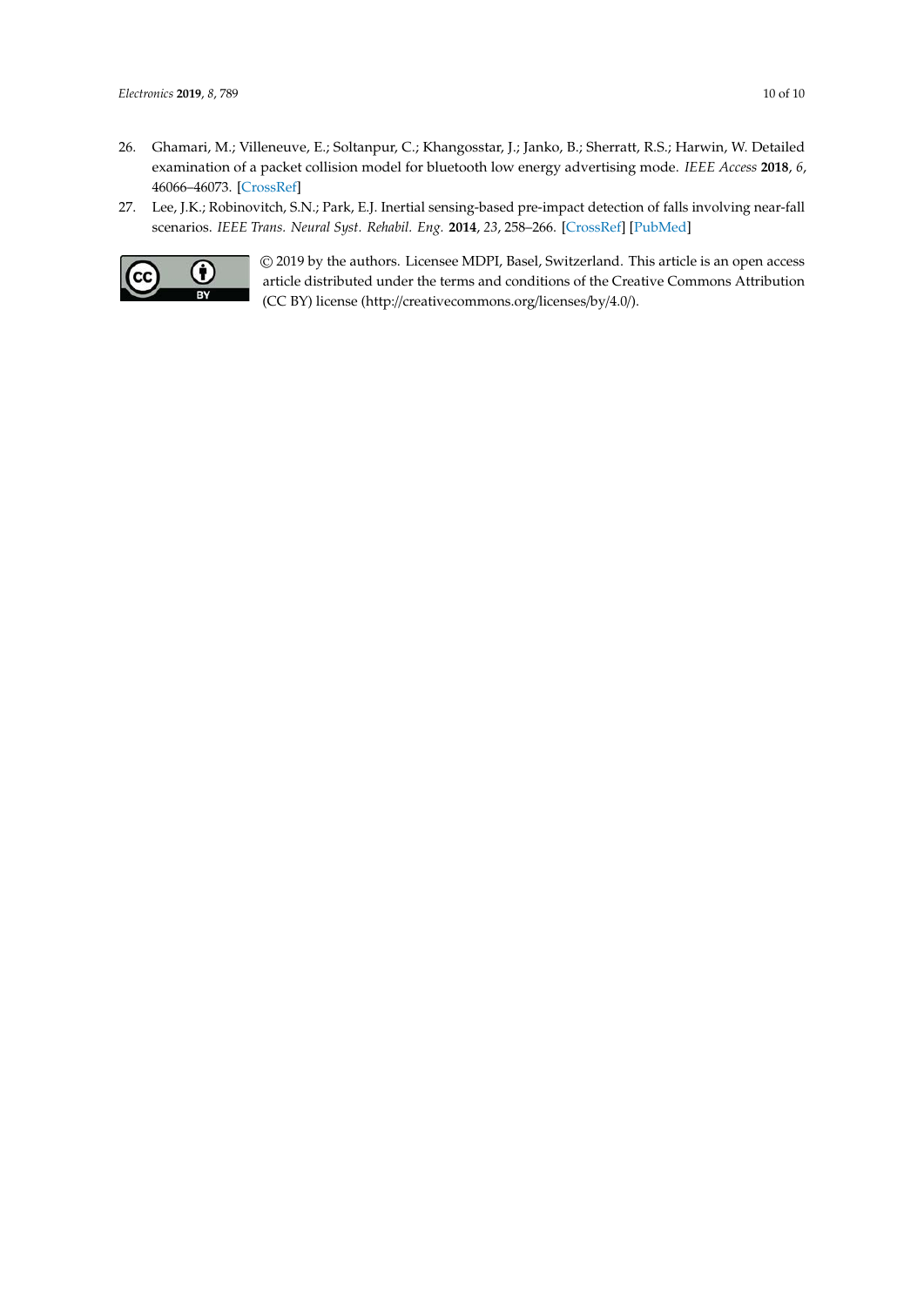26. Ghamari, M.; Villeneuve, E.; Soltanpur, C.; Khangosstar, J.; Janko, B.; Sherratt, R.S.; Harwin, W. Detailed examination of a packet collision model for bluetooth low energy advertising mode. *IEEE Access* **2018**, *6*, 46066–46073. [CrossRef]
27. Lee, J.K.; Robinovitch, S.N.; Park, E.J. Inertial sensing-based pre-impact detection of falls involving near-fall scenarios. *IEEE Trans. Neural Syst. Rehabil. Eng.* **2014**, *23*, 258–266. [CrossRef] [PubMed]

© 2019 by the authors. Licensee MDPI, Basel, Switzerland. This article is an open access article distributed under the terms and conditions of the Creative Commons Attribution (CC BY) license (http://creativecommons.org/licenses/by/4.0/).